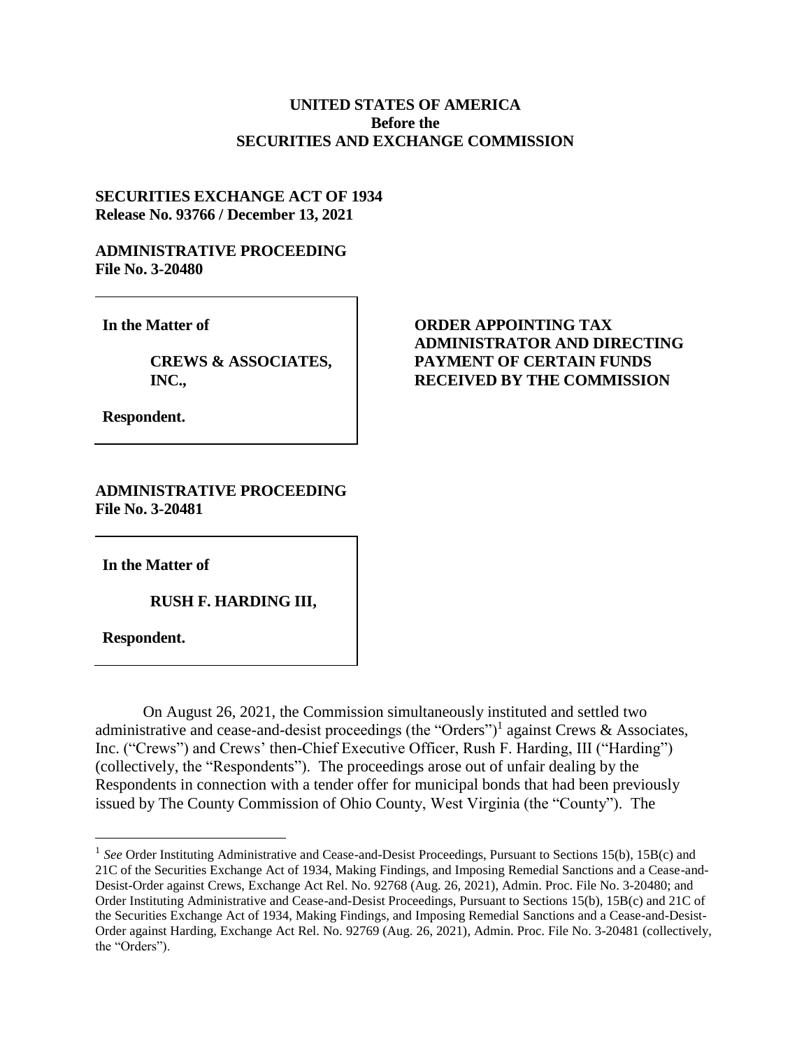**UNITED STATES OF AMERICA**
**Before the**
**SECURITIES AND EXCHANGE COMMISSION**

**SECURITIES EXCHANGE ACT OF 1934**
**Release No. 93766 / December 13, 2021**

**ADMINISTRATIVE PROCEEDING**
**File No. 3-20480**

**In the Matter of**

**CREWS & ASSOCIATES, INC.,**

**Respondent.**

**ADMINISTRATIVE PROCEEDING**
**File No. 3-20481**

**In the Matter of**

**RUSH F. HARDING III,**

**Respondent.**

**ORDER APPOINTING TAX ADMINISTRATOR AND DIRECTING PAYMENT OF CERTAIN FUNDS RECEIVED BY THE COMMISSION**

On August 26, 2021, the Commission simultaneously instituted and settled two administrative and cease-and-desist proceedings (the "Orders")[1] against Crews & Associates, Inc. ("Crews") and Crews' then-Chief Executive Officer, Rush F. Harding, III ("Harding") (collectively, the "Respondents"). The proceedings arose out of unfair dealing by the Respondents in connection with a tender offer for municipal bonds that had been previously issued by The County Commission of Ohio County, West Virginia (the "County"). The

[1] *See* Order Instituting Administrative and Cease-and-Desist Proceedings, Pursuant to Sections 15(b), 15B(c) and 21C of the Securities Exchange Act of 1934, Making Findings, and Imposing Remedial Sanctions and a Cease-and-Desist-Order against Crews, Exchange Act Rel. No. 92768 (Aug. 26, 2021), Admin. Proc. File No. 3-20480; and Order Instituting Administrative and Cease-and-Desist Proceedings, Pursuant to Sections 15(b), 15B(c) and 21C of the Securities Exchange Act of 1934, Making Findings, and Imposing Remedial Sanctions and a Cease-and-Desist-Order against Harding, Exchange Act Rel. No. 92769 (Aug. 26, 2021), Admin. Proc. File No. 3-20481 (collectively, the "Orders").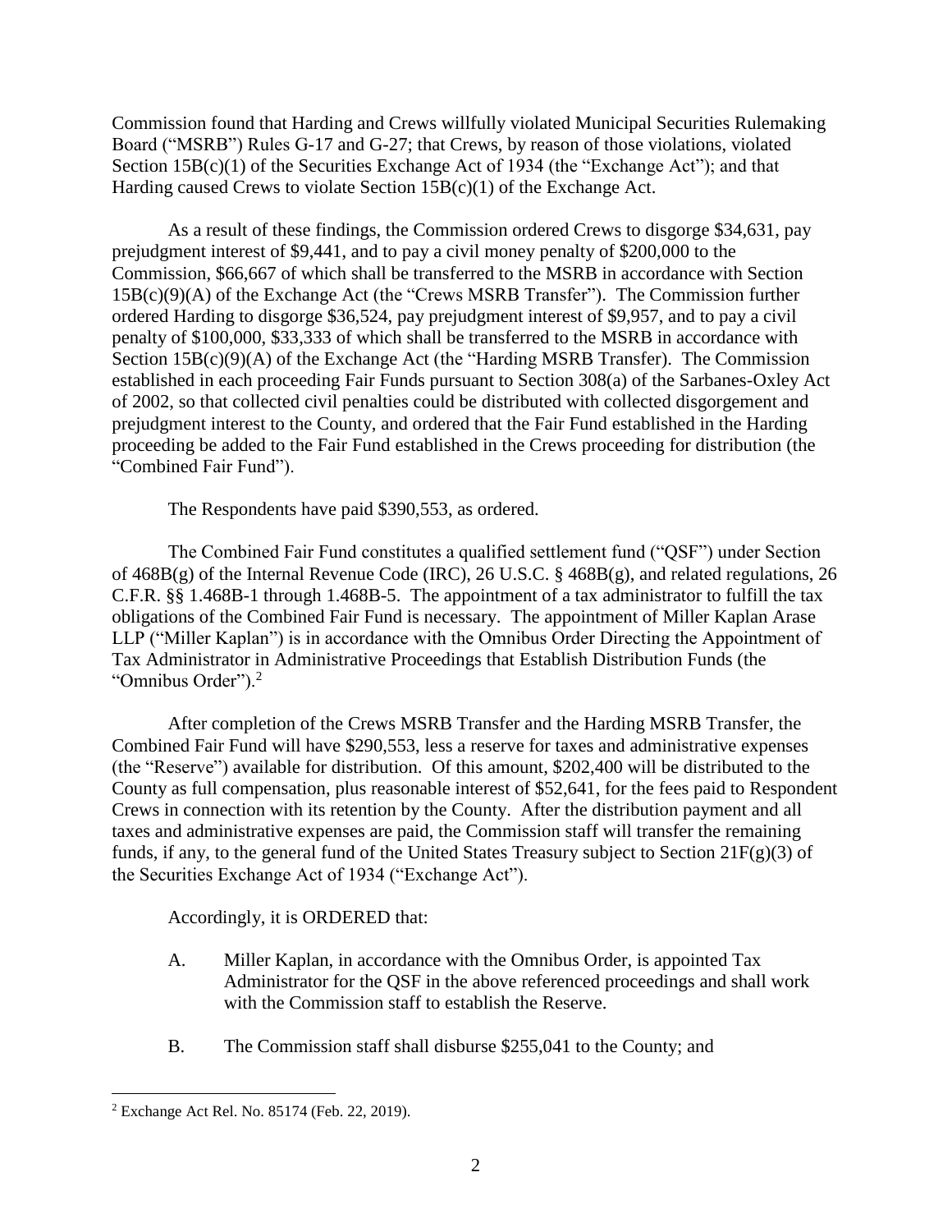Commission found that Harding and Crews willfully violated Municipal Securities Rulemaking Board ("MSRB") Rules G-17 and G-27; that Crews, by reason of those violations, violated Section 15B(c)(1) of the Securities Exchange Act of 1934 (the "Exchange Act"); and that Harding caused Crews to violate Section 15B(c)(1) of the Exchange Act.

As a result of these findings, the Commission ordered Crews to disgorge $34,631, pay prejudgment interest of $9,441, and to pay a civil money penalty of $200,000 to the Commission, $66,667 of which shall be transferred to the MSRB in accordance with Section 15B(c)(9)(A) of the Exchange Act (the "Crews MSRB Transfer"). The Commission further ordered Harding to disgorge $36,524, pay prejudgment interest of $9,957, and to pay a civil penalty of $100,000, $33,333 of which shall be transferred to the MSRB in accordance with Section 15B(c)(9)(A) of the Exchange Act (the "Harding MSRB Transfer). The Commission established in each proceeding Fair Funds pursuant to Section 308(a) of the Sarbanes-Oxley Act of 2002, so that collected civil penalties could be distributed with collected disgorgement and prejudgment interest to the County, and ordered that the Fair Fund established in the Harding proceeding be added to the Fair Fund established in the Crews proceeding for distribution (the "Combined Fair Fund").

The Respondents have paid $390,553, as ordered.

The Combined Fair Fund constitutes a qualified settlement fund ("QSF") under Section of 468B(g) of the Internal Revenue Code (IRC), 26 U.S.C. § 468B(g), and related regulations, 26 C.F.R. §§ 1.468B-1 through 1.468B-5. The appointment of a tax administrator to fulfill the tax obligations of the Combined Fair Fund is necessary. The appointment of Miller Kaplan Arase LLP ("Miller Kaplan") is in accordance with the Omnibus Order Directing the Appointment of Tax Administrator in Administrative Proceedings that Establish Distribution Funds (the "Omnibus Order").[2]

After completion of the Crews MSRB Transfer and the Harding MSRB Transfer, the Combined Fair Fund will have $290,553, less a reserve for taxes and administrative expenses (the "Reserve") available for distribution. Of this amount, $202,400 will be distributed to the County as full compensation, plus reasonable interest of $52,641, for the fees paid to Respondent Crews in connection with its retention by the County. After the distribution payment and all taxes and administrative expenses are paid, the Commission staff will transfer the remaining funds, if any, to the general fund of the United States Treasury subject to Section 21F(g)(3) of the Securities Exchange Act of 1934 ("Exchange Act").

Accordingly, it is ORDERED that:

A. Miller Kaplan, in accordance with the Omnibus Order, is appointed Tax Administrator for the QSF in the above referenced proceedings and shall work with the Commission staff to establish the Reserve.

B. The Commission staff shall disburse $255,041 to the County; and

---

[2] Exchange Act Rel. No. 85174 (Feb. 22, 2019).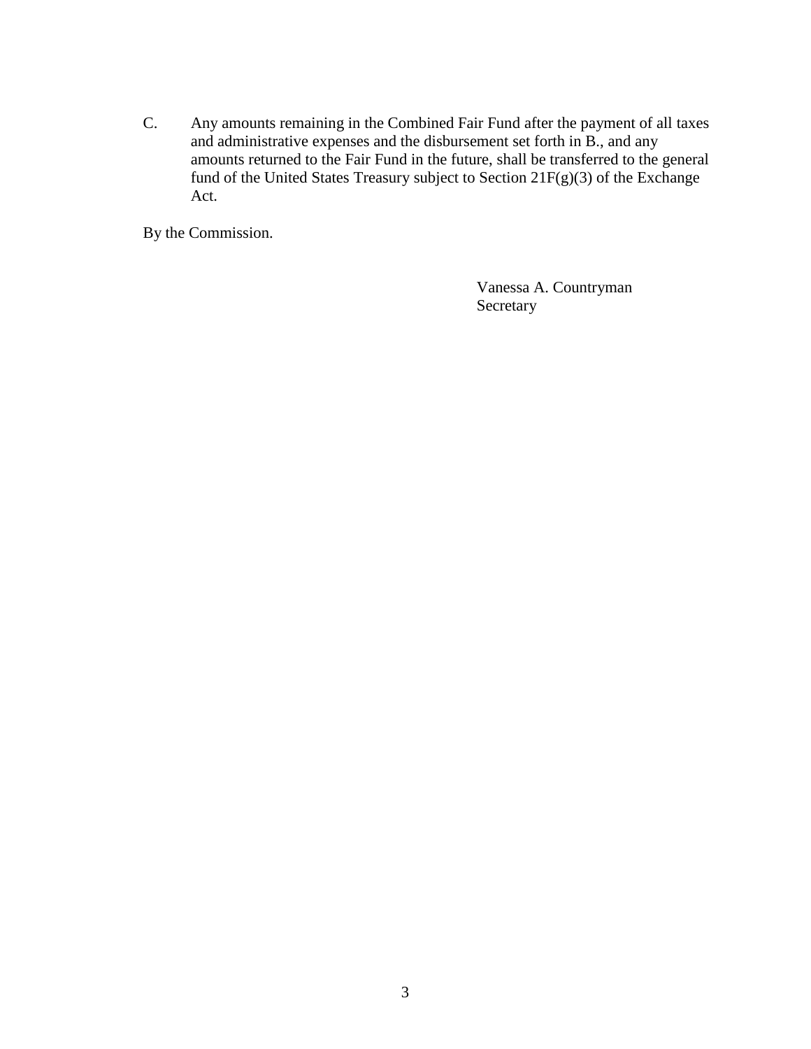C. Any amounts remaining in the Combined Fair Fund after the payment of all taxes and administrative expenses and the disbursement set forth in B., and any amounts returned to the Fair Fund in the future, shall be transferred to the general fund of the United States Treasury subject to Section 21F(g)(3) of the Exchange Act.

By the Commission.

Vanessa A. Countryman
Secretary